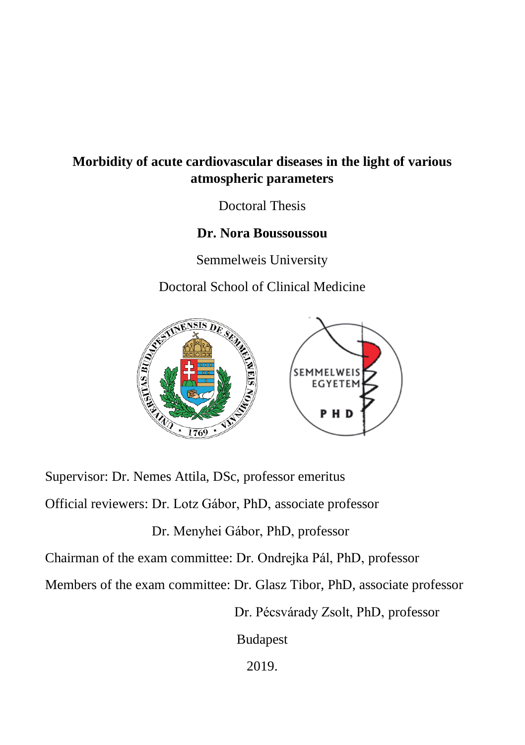# Morbidity of acute cardiovascular diseases in the light of various atmospheric parameters

Doctoral Thesis

**Dr. Nora Boussoussou**

Semmelweis University

Doctoral School of Clinical Medicine

Supervisor: Dr. Nemes Attila, DSc, professor emeritus

Official reviewers: Dr. Lotz Gábor, PhD, associate professor

Dr. Menyhei Gábor, PhD, professor

Chairman of the exam committee: Dr. Ondrejka Pál, PhD, professor

Members of the exam committee: Dr. Glasz Tibor, PhD, associate professor

Dr. Pécsvárady Zsolt, PhD, professor

Budapest

2019.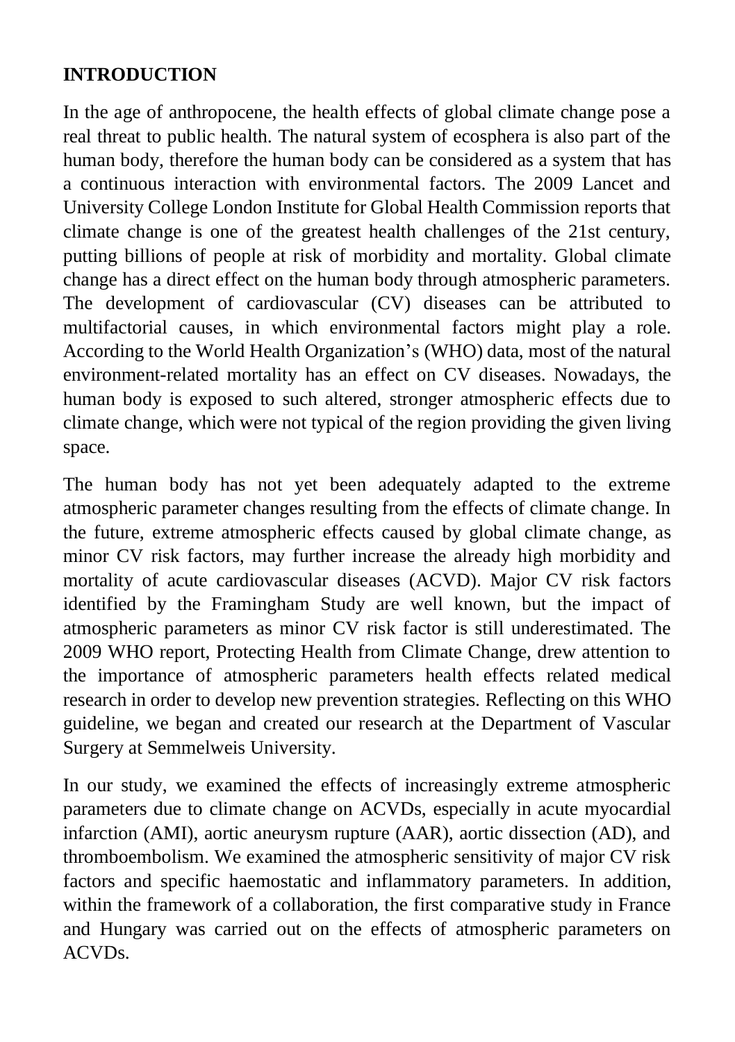## INTRODUCTION

In the age of anthropocene, the health effects of global climate change pose a real threat to public health. The natural system of ecosphera is also part of the human body, therefore the human body can be considered as a system that has a continuous interaction with environmental factors. The 2009 Lancet and University College London Institute for Global Health Commission reports that climate change is one of the greatest health challenges of the 21st century, putting billions of people at risk of morbidity and mortality. Global climate change has a direct effect on the human body through atmospheric parameters. The development of cardiovascular (CV) diseases can be attributed to multifactorial causes, in which environmental factors might play a role. According to the World Health Organization's (WHO) data, most of the natural environment-related mortality has an effect on CV diseases. Nowadays, the human body is exposed to such altered, stronger atmospheric effects due to climate change, which were not typical of the region providing the given living space.

The human body has not yet been adequately adapted to the extreme atmospheric parameter changes resulting from the effects of climate change. In the future, extreme atmospheric effects caused by global climate change, as minor CV risk factors, may further increase the already high morbidity and mortality of acute cardiovascular diseases (ACVD). Major CV risk factors identified by the Framingham Study are well known, but the impact of atmospheric parameters as minor CV risk factor is still underestimated. The 2009 WHO report, Protecting Health from Climate Change, drew attention to the importance of atmospheric parameters health effects related medical research in order to develop new prevention strategies. Reflecting on this WHO guideline, we began and created our research at the Department of Vascular Surgery at Semmelweis University.

In our study, we examined the effects of increasingly extreme atmospheric parameters due to climate change on ACVDs, especially in acute myocardial infarction (AMI), aortic aneurysm rupture (AAR), aortic dissection (AD), and thromboembolism. We examined the atmospheric sensitivity of major CV risk factors and specific haemostatic and inflammatory parameters. In addition, within the framework of a collaboration, the first comparative study in France and Hungary was carried out on the effects of atmospheric parameters on ACVDs.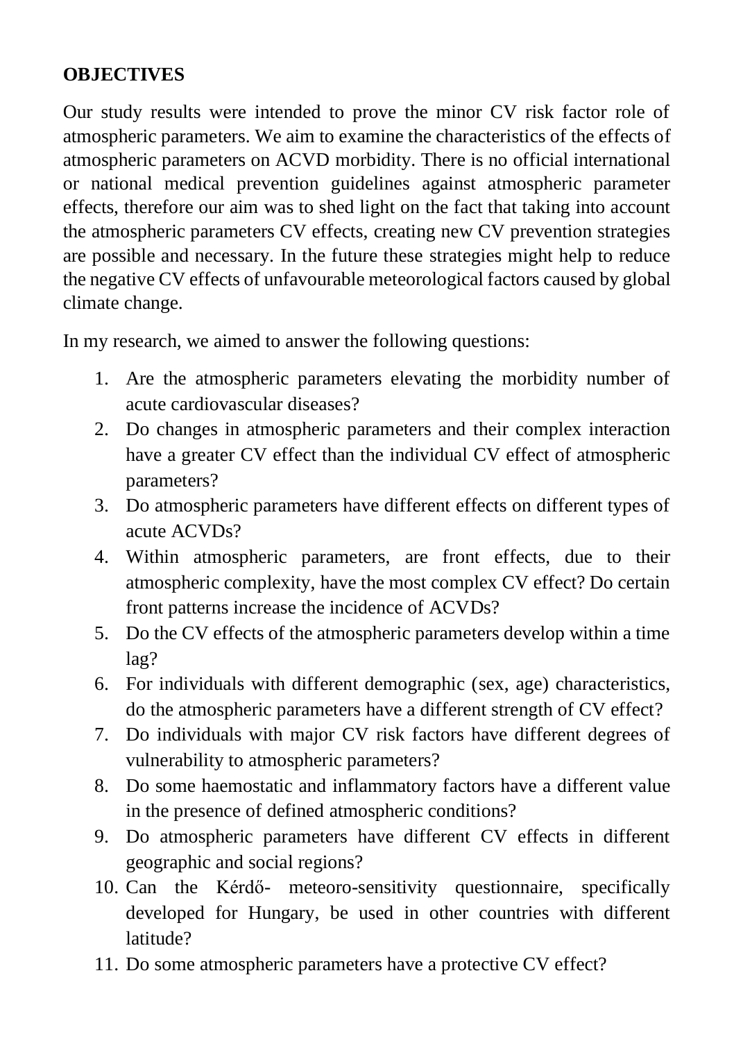## OBJECTIVES

Our study results were intended to prove the minor CV risk factor role of atmospheric parameters. We aim to examine the characteristics of the effects of atmospheric parameters on ACVD morbidity. There is no official international or national medical prevention guidelines against atmospheric parameter effects, therefore our aim was to shed light on the fact that taking into account the atmospheric parameters CV effects, creating new CV prevention strategies are possible and necessary. In the future these strategies might help to reduce the negative CV effects of unfavourable meteorological factors caused by global climate change.

In my research, we aimed to answer the following questions:

1. Are the atmospheric parameters elevating the morbidity number of acute cardiovascular diseases?
2. Do changes in atmospheric parameters and their complex interaction have a greater CV effect than the individual CV effect of atmospheric parameters?
3. Do atmospheric parameters have different effects on different types of acute ACVDs?
4. Within atmospheric parameters, are front effects, due to their atmospheric complexity, have the most complex CV effect? Do certain front patterns increase the incidence of ACVDs?
5. Do the CV effects of the atmospheric parameters develop within a time lag?
6. For individuals with different demographic (sex, age) characteristics, do the atmospheric parameters have a different strength of CV effect?
7. Do individuals with major CV risk factors have different degrees of vulnerability to atmospheric parameters?
8. Do some haemostatic and inflammatory factors have a different value in the presence of defined atmospheric conditions?
9. Do atmospheric parameters have different CV effects in different geographic and social regions?
10. Can the Kérdő- meteoro-sensitivity questionnaire, specifically developed for Hungary, be used in other countries with different latitude?
11. Do some atmospheric parameters have a protective CV effect?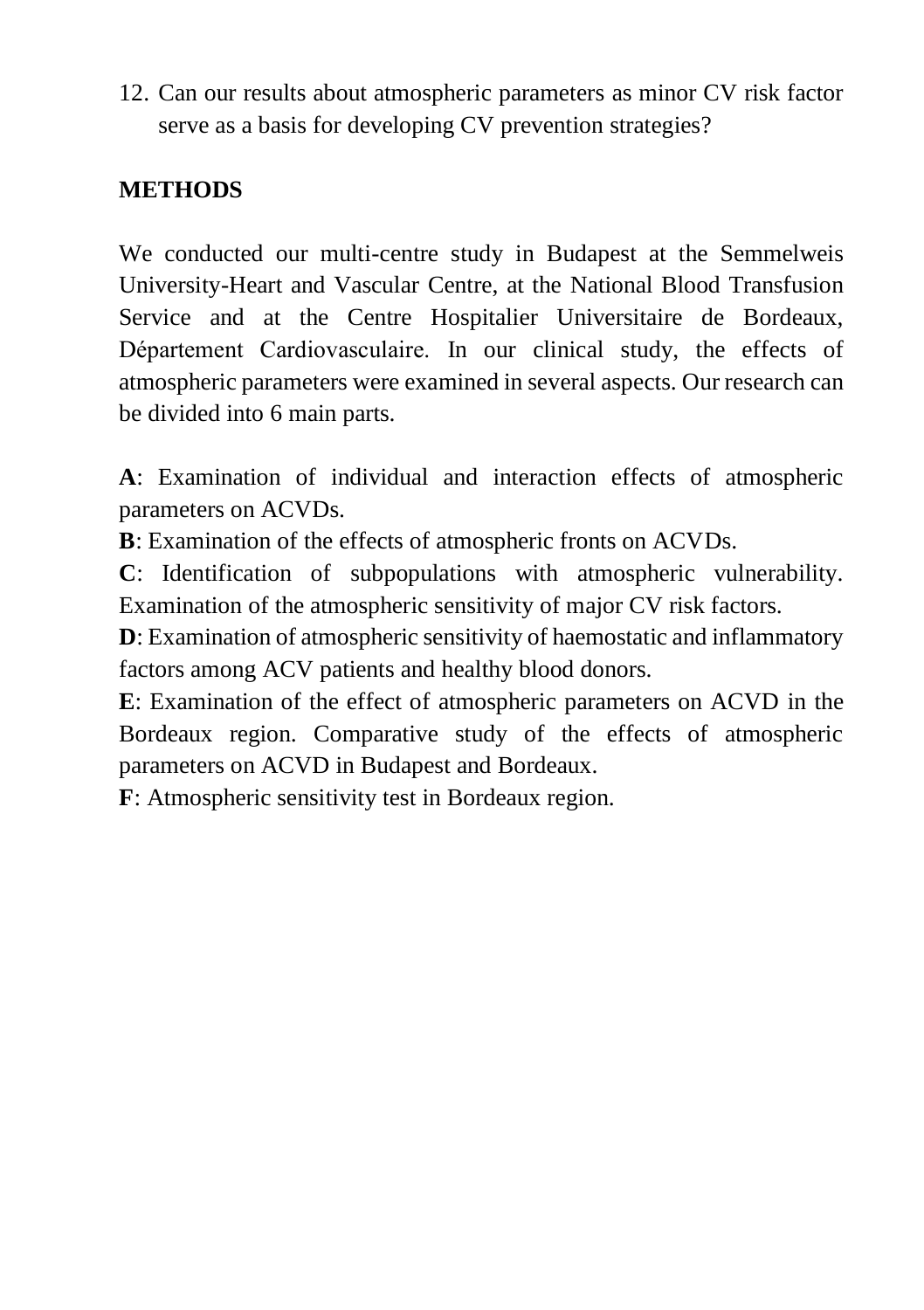12. Can our results about atmospheric parameters as minor CV risk factor serve as a basis for developing CV prevention strategies?

## METHODS

We conducted our multi-centre study in Budapest at the Semmelweis University-Heart and Vascular Centre, at the National Blood Transfusion Service and at the Centre Hospitalier Universitaire de Bordeaux, Département Cardiovasculaire. In our clinical study, the effects of atmospheric parameters were examined in several aspects. Our research can be divided into 6 main parts.

**A**: Examination of individual and interaction effects of atmospheric parameters on ACVDs.

**B**: Examination of the effects of atmospheric fronts on ACVDs.

**C**: Identification of subpopulations with atmospheric vulnerability. Examination of the atmospheric sensitivity of major CV risk factors.

**D**: Examination of atmospheric sensitivity of haemostatic and inflammatory factors among ACV patients and healthy blood donors.

**E**: Examination of the effect of atmospheric parameters on ACVD in the Bordeaux region. Comparative study of the effects of atmospheric parameters on ACVD in Budapest and Bordeaux.

**F**: Atmospheric sensitivity test in Bordeaux region.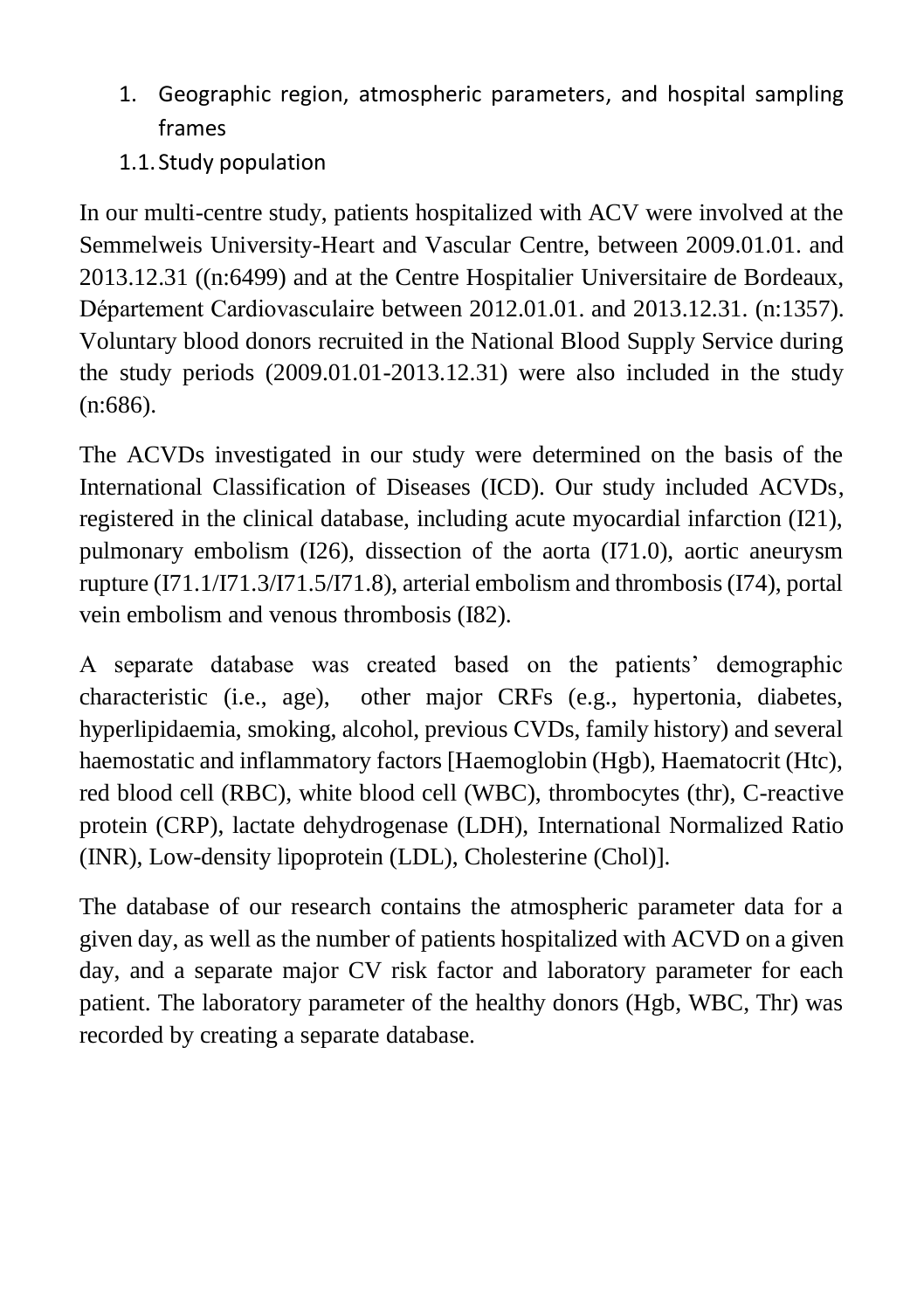1. Geographic region, atmospheric parameters, and hospital sampling frames

## 1.1. Study population

In our multi-centre study, patients hospitalized with ACV were involved at the Semmelweis University-Heart and Vascular Centre, between 2009.01.01. and 2013.12.31 ((n:6499) and at the Centre Hospitalier Universitaire de Bordeaux, Département Cardiovasculaire between 2012.01.01. and 2013.12.31. (n:1357). Voluntary blood donors recruited in the National Blood Supply Service during the study periods (2009.01.01-2013.12.31) were also included in the study (n:686).

The ACVDs investigated in our study were determined on the basis of the International Classification of Diseases (ICD). Our study included ACVDs, registered in the clinical database, including acute myocardial infarction (I21), pulmonary embolism (I26), dissection of the aorta (I71.0), aortic aneurysm rupture (I71.1/I71.3/I71.5/I71.8), arterial embolism and thrombosis (I74), portal vein embolism and venous thrombosis (I82).

A separate database was created based on the patients' demographic characteristic (i.e., age), other major CRFs (e.g., hypertonia, diabetes, hyperlipidaemia, smoking, alcohol, previous CVDs, family history) and several haemostatic and inflammatory factors [Haemoglobin (Hgb), Haematocrit (Htc), red blood cell (RBC), white blood cell (WBC), thrombocytes (thr), C-reactive protein (CRP), lactate dehydrogenase (LDH), International Normalized Ratio (INR), Low-density lipoprotein (LDL), Cholesterine (Chol)].

The database of our research contains the atmospheric parameter data for a given day, as well as the number of patients hospitalized with ACVD on a given day, and a separate major CV risk factor and laboratory parameter for each patient. The laboratory parameter of the healthy donors (Hgb, WBC, Thr) was recorded by creating a separate database.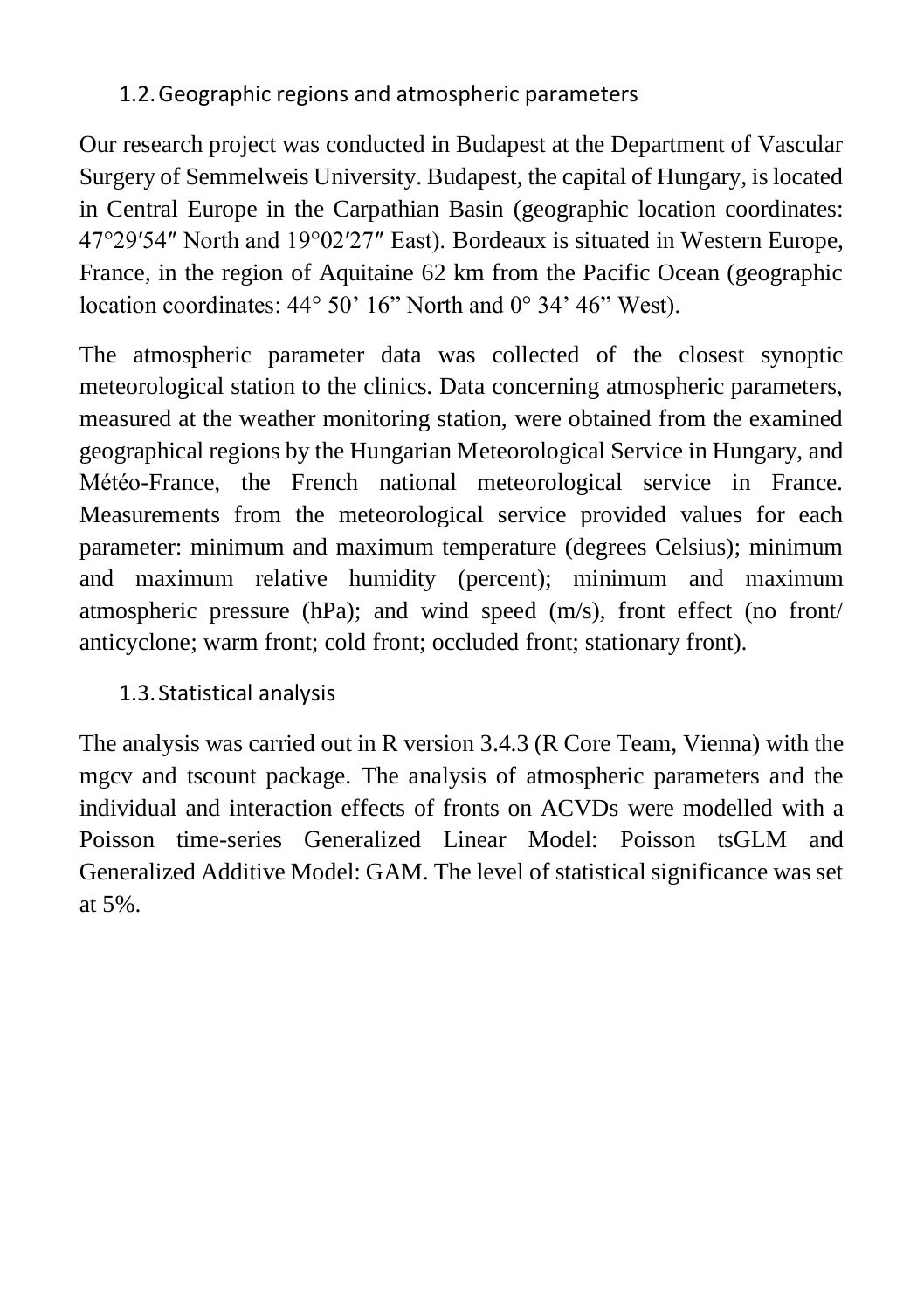### 1.2. Geographic regions and atmospheric parameters

Our research project was conducted in Budapest at the Department of Vascular Surgery of Semmelweis University. Budapest, the capital of Hungary, is located in Central Europe in the Carpathian Basin (geographic location coordinates: 47°29′54″ North and 19°02′27″ East). Bordeaux is situated in Western Europe, France, in the region of Aquitaine 62 km from the Pacific Ocean (geographic location coordinates: 44° 50' 16" North and 0° 34' 46" West).

The atmospheric parameter data was collected of the closest synoptic meteorological station to the clinics. Data concerning atmospheric parameters, measured at the weather monitoring station, were obtained from the examined geographical regions by the Hungarian Meteorological Service in Hungary, and Météo-France, the French national meteorological service in France. Measurements from the meteorological service provided values for each parameter: minimum and maximum temperature (degrees Celsius); minimum and maximum relative humidity (percent); minimum and maximum atmospheric pressure (hPa); and wind speed (m/s), front effect (no front/ anticyclone; warm front; cold front; occluded front; stationary front).

### 1.3. Statistical analysis

The analysis was carried out in R version 3.4.3 (R Core Team, Vienna) with the mgcv and tscount package. The analysis of atmospheric parameters and the individual and interaction effects of fronts on ACVDs were modelled with a Poisson time-series Generalized Linear Model: Poisson tsGLM and Generalized Additive Model: GAM. The level of statistical significance was set at 5%.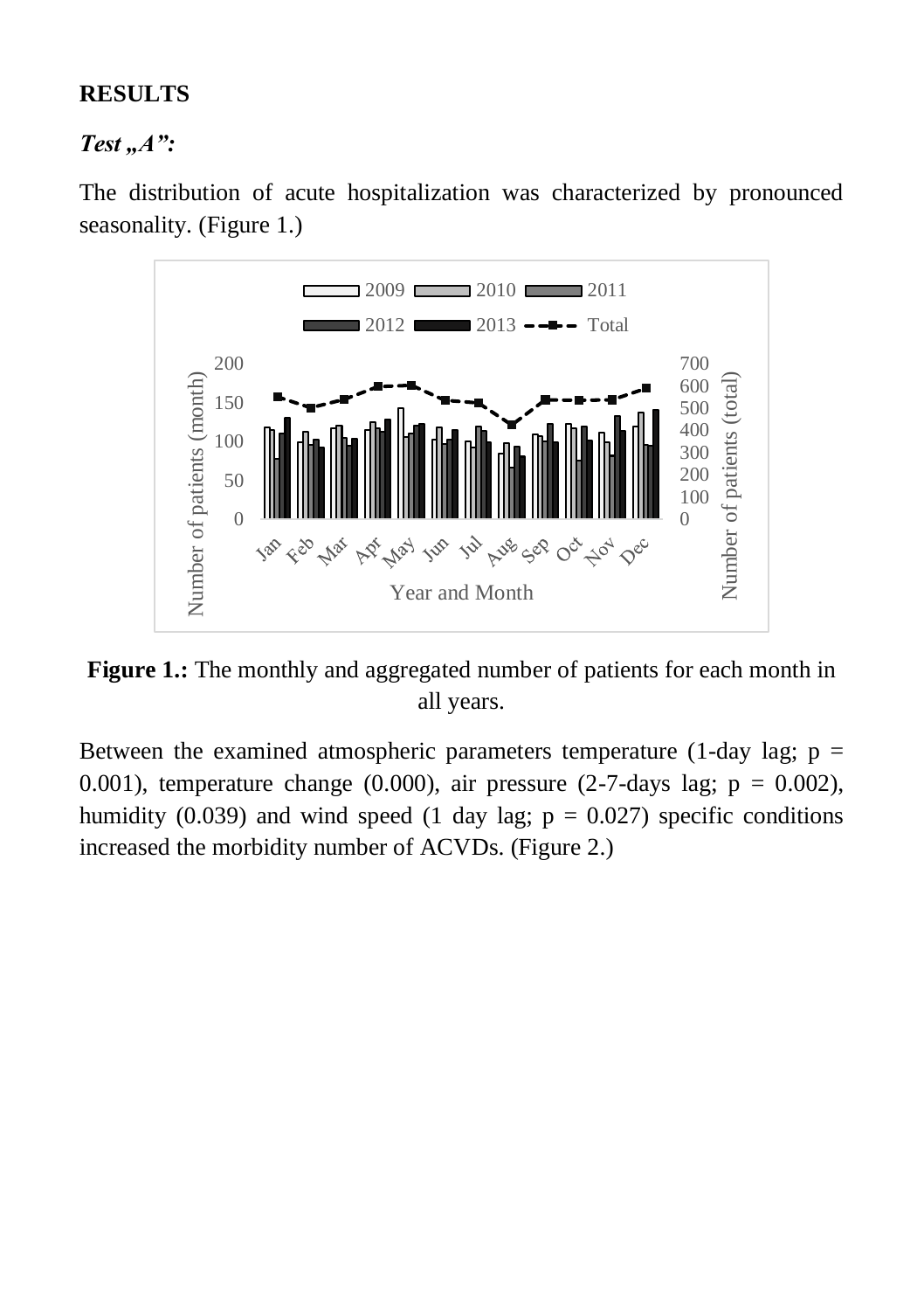**RESULTS**

***Test „A”:***

The distribution of acute hospitalization was characterized by pronounced seasonality. (Figure 1.)

**Figure 1.:** The monthly and aggregated number of patients for each month in all years.

Between the examined atmospheric parameters temperature (1-day lag; p = 0.001), temperature change (0.000), air pressure (2-7-days lag; p = 0.002), humidity (0.039) and wind speed (1 day lag; p = 0.027) specific conditions increased the morbidity number of ACVDs. (Figure 2.)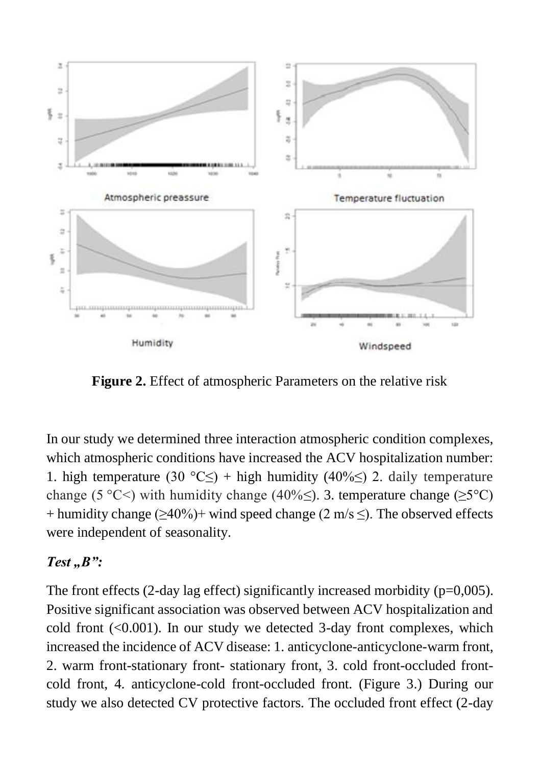Atmospheric preassure

Temperature fluctuation

Humidity

Windspeed

**Figure 2.** Effect of atmospheric Parameters on the relative risk

In our study we determined three interaction atmospheric condition complexes, which atmospheric conditions have increased the ACV hospitalization number: 1. high temperature (30 °C≤) + high humidity (40%≤) 2. daily temperature change (5 °C<) with humidity change (40%≤). 3. temperature change (≥5°C) + humidity change (≥40%)+ wind speed change (2 m/s ≤). The observed effects were independent of seasonality.

### *Test „B":*

The front effects (2-day lag effect) significantly increased morbidity (p=0,005). Positive significant association was observed between ACV hospitalization and cold front (<0.001). In our study we detected 3-day front complexes, which increased the incidence of ACV disease: 1. anticyclone-anticyclone-warm front, 2. warm front-stationary front- stationary front, 3. cold front-occluded front-cold front, 4. anticyclone-cold front-occluded front. (Figure 3.) During our study we also detected CV protective factors. The occluded front effect (2-day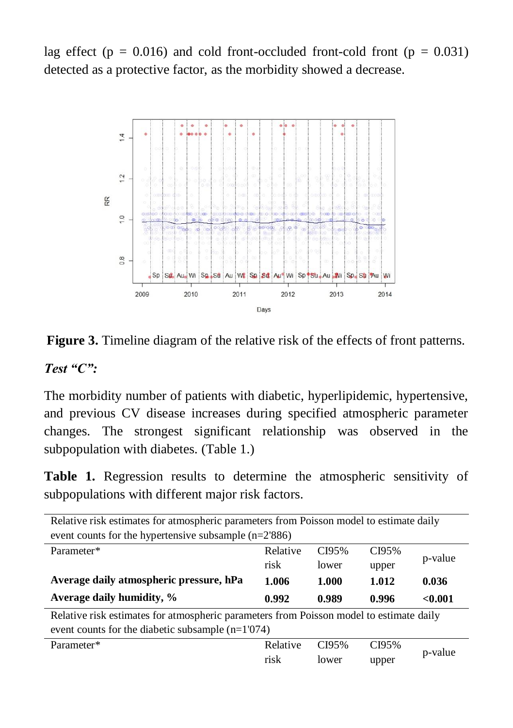lag effect (p = 0.016) and cold front-occluded front-cold front (p = 0.031) detected as a protective factor, as the morbidity showed a decrease.

**Figure 3.** Timeline diagram of the relative risk of the effects of front patterns.

***Test "C":***

The morbidity number of patients with diabetic, hyperlipidemic, hypertensive, and previous CV disease increases during specified atmospheric parameter changes. The strongest significant relationship was observed in the subpopulation with diabetes. (Table 1.)

**Table 1.** Regression results to determine the atmospheric sensitivity of subpopulations with different major risk factors.

| Relative risk estimates for atmospheric parameters from Poisson model to estimate daily event counts for the hypertensive subsample (n=2'886) | | | | |
|---|---|---|---|---|
| Parameter* | Relative risk | CI95% lower | CI95% upper | p-value |
| **Average daily atmospheric pressure, hPa** | **1.006** | **1.000** | **1.012** | **0.036** |
| **Average daily humidity, %** | **0.992** | **0.989** | **0.996** | **<0.001** |
| Relative risk estimates for atmospheric parameters from Poisson model to estimate daily event counts for the diabetic subsample (n=1'074) | | | | |
| Parameter* | Relative risk | CI95% lower | CI95% upper | p-value |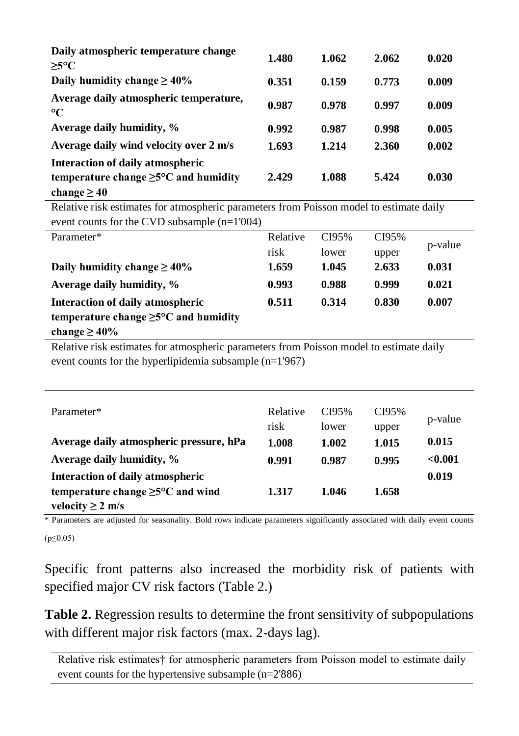| | | | | |
|---|---|---|---|---|
| **Daily atmospheric temperature change ≥5°C** | **1.480** | **1.062** | **2.062** | **0.020** |
| **Daily humidity change ≥ 40%** | **0.351** | **0.159** | **0.773** | **0.009** |
| **Average daily atmospheric temperature, °C** | **0.987** | **0.978** | **0.997** | **0.009** |
| **Average daily humidity, %** | **0.992** | **0.987** | **0.998** | **0.005** |
| **Average daily wind velocity over 2 m/s** | **1.693** | **1.214** | **2.360** | **0.002** |
| **Interaction of daily atmospheric temperature change ≥5°C and humidity change ≥ 40** | **2.429** | **1.088** | **5.424** | **0.030** |

Relative risk estimates for atmospheric parameters from Poisson model to estimate daily event counts for the CVD subsample (n=1'004)

| Parameter* | Relative risk | CI95% lower | CI95% upper | p-value |
|---|---|---|---|---|
| **Daily humidity change ≥ 40%** | **1.659** | **1.045** | **2.633** | **0.031** |
| **Average daily humidity, %** | **0.993** | **0.988** | **0.999** | **0.021** |
| **Interaction of daily atmospheric temperature change ≥5°C and humidity change ≥ 40%** | **0.511** | **0.314** | **0.830** | **0.007** |

Relative risk estimates for atmospheric parameters from Poisson model to estimate daily event counts for the hyperlipidemia subsample (n=1'967)

| Parameter* | Relative risk | CI95% lower | CI95% upper | p-value |
|---|---|---|---|---|
| **Average daily atmospheric pressure, hPa** | **1.008** | **1.002** | **1.015** | **0.015** |
| **Average daily humidity, %** | **0.991** | **0.987** | **0.995** | **<0.001** |
| **Interaction of daily atmospheric temperature change ≥5°C and wind velocity ≥ 2 m/s** | **1.317** | **1.046** | **1.658** | **0.019** |

\* Parameters are adjusted for seasonality. Bold rows indicate parameters significantly associated with daily event counts ($p \leq 0.05$)

Specific front patterns also increased the morbidity risk of patients with specified major CV risk factors (Table 2.)

**Table 2.** Regression results to determine the front sensitivity of subpopulations with different major risk factors (max. 2-days lag).

Relative risk estimates† for atmospheric parameters from Poisson model to estimate daily event counts for the hypertensive subsample (n=2'886)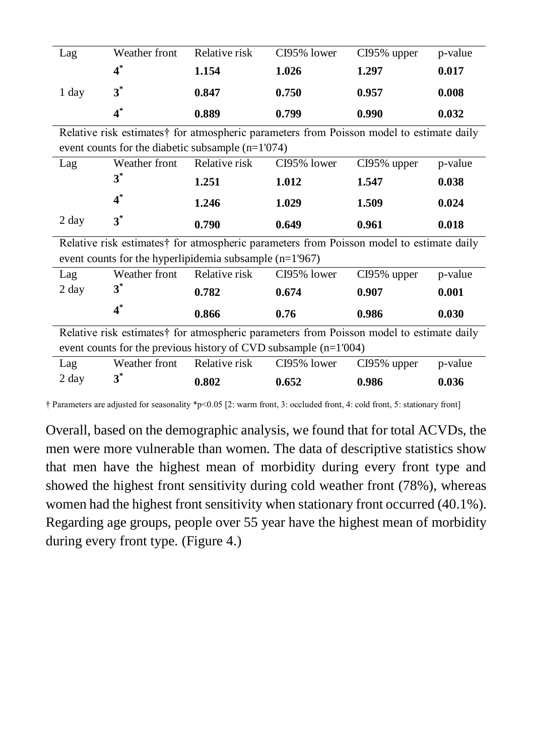| Lag | Weather front | Relative risk | CI95% lower | CI95% upper | p-value |
|---|---|---|---|---|---|
| | **4*** | **1.154** | **1.026** | **1.297** | **0.017** |
| 1 day | **3*** | **0.847** | **0.750** | **0.957** | **0.008** |
| | **4*** | **0.889** | **0.799** | **0.990** | **0.032** |

Relative risk estimates† for atmospheric parameters from Poisson model to estimate daily event counts for the diabetic subsample (n=1'074)

| Lag | Weather front | Relative risk | CI95% lower | CI95% upper | p-value |
|---|---|---|---|---|---|
| | **3*** | **1.251** | **1.012** | **1.547** | **0.038** |
| | **4*** | **1.246** | **1.029** | **1.509** | **0.024** |
| 2 day | **3*** | **0.790** | **0.649** | **0.961** | **0.018** |

Relative risk estimates† for atmospheric parameters from Poisson model to estimate daily event counts for the hyperlipidemia subsample (n=1'967)

| Lag | Weather front | Relative risk | CI95% lower | CI95% upper | p-value |
|---|---|---|---|---|---|
| 2 day | **3*** | **0.782** | **0.674** | **0.907** | **0.001** |
| | **4*** | **0.866** | **0.76** | **0.986** | **0.030** |

Relative risk estimates† for atmospheric parameters from Poisson model to estimate daily event counts for the previous history of CVD subsample (n=1'004)

| Lag | Weather front | Relative risk | CI95% lower | CI95% upper | p-value |
|---|---|---|---|---|---|
| 2 day | **3*** | **0.802** | **0.652** | **0.986** | **0.036** |

† Parameters are adjusted for seasonality *p<0.05 [2: warm front, 3: occluded front, 4: cold front, 5: stationary front]

Overall, based on the demographic analysis, we found that for total ACVDs, the men were more vulnerable than women. The data of descriptive statistics show that men have the highest mean of morbidity during every front type and showed the highest front sensitivity during cold weather front (78%), whereas women had the highest front sensitivity when stationary front occurred (40.1%). Regarding age groups, people over 55 year have the highest mean of morbidity during every front type. (Figure 4.)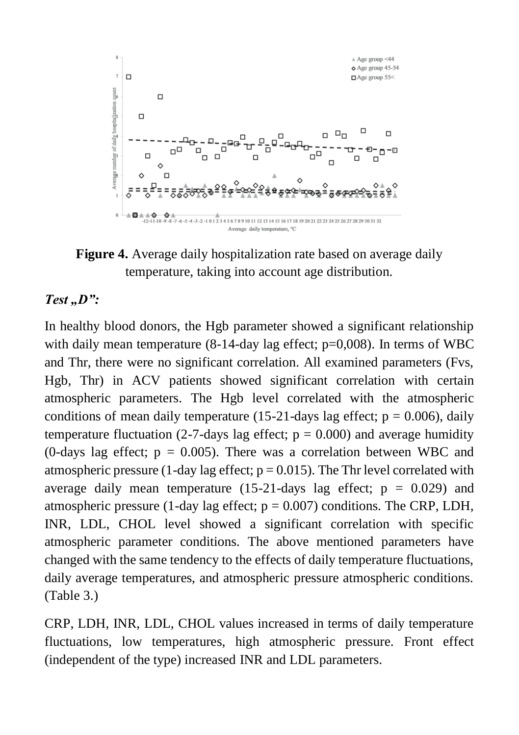**Figure 4.** Average daily hospitalization rate based on average daily temperature, taking into account age distribution.

***Test „D”:***

In healthy blood donors, the Hgb parameter showed a significant relationship with daily mean temperature (8-14-day lag effect; p=0,008). In terms of WBC and Thr, there were no significant correlation. All examined parameters (Fvs, Hgb, Thr) in ACV patients showed significant correlation with certain atmospheric parameters. The Hgb level correlated with the atmospheric conditions of mean daily temperature (15-21-days lag effect; $p = 0.006$), daily temperature fluctuation (2-7-days lag effect; $p = 0.000$) and average humidity (0-days lag effect; $p = 0.005$). There was a correlation between WBC and atmospheric pressure (1-day lag effect; $p = 0.015$). The Thr level correlated with average daily mean temperature (15-21-days lag effect; $p = 0.029$) and atmospheric pressure (1-day lag effect; $p = 0.007$) conditions. The CRP, LDH, INR, LDL, CHOL level showed a significant correlation with specific atmospheric parameter conditions. The above mentioned parameters have changed with the same tendency to the effects of daily temperature fluctuations, daily average temperatures, and atmospheric pressure atmospheric conditions. (Table 3.)

CRP, LDH, INR, LDL, CHOL values increased in terms of daily temperature fluctuations, low temperatures, high atmospheric pressure. Front effect (independent of the type) increased INR and LDL parameters.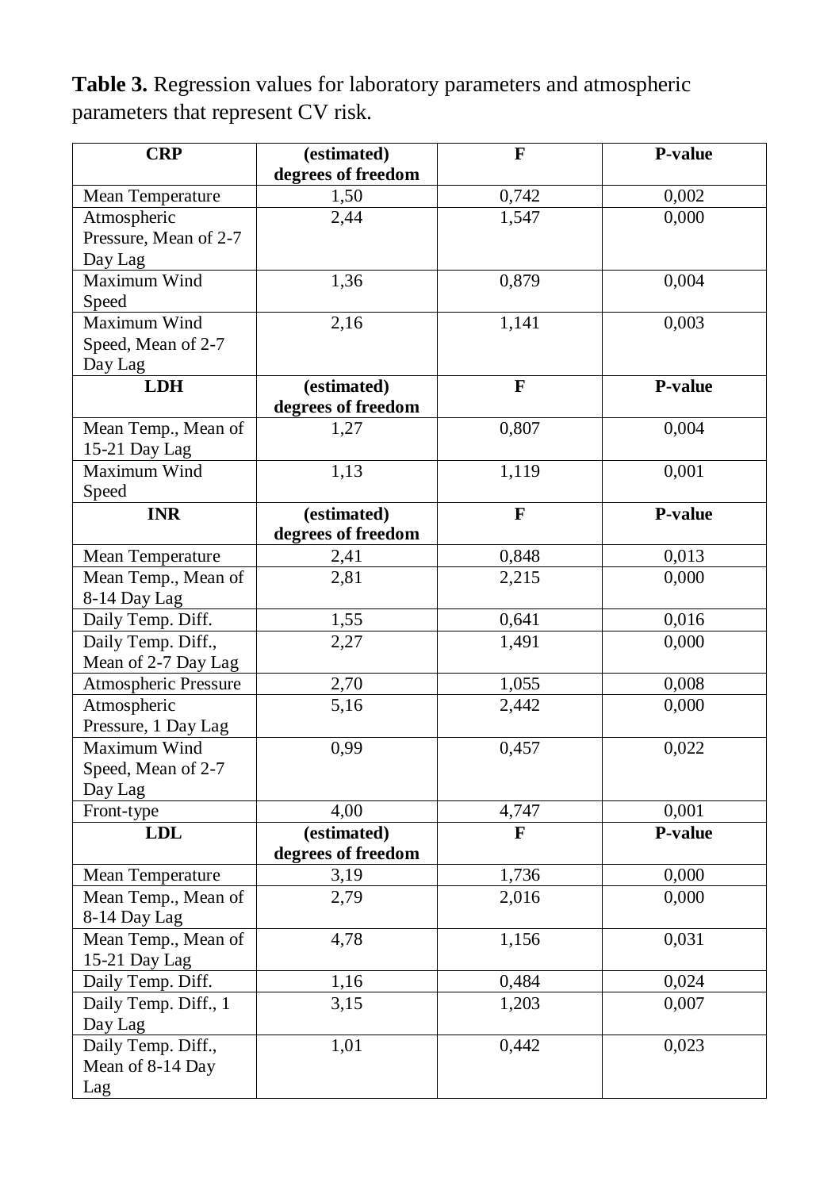**Table 3.** Regression values for laboratory parameters and atmospheric parameters that represent CV risk.

| **CRP** | **(estimated) degrees of freedom** | **F** | **P-value** |
|---|---|---|---|
| Mean Temperature | 1,50 | 0,742 | 0,002 |
| Atmospheric Pressure, Mean of 2-7 Day Lag | 2,44 | 1,547 | 0,000 |
| Maximum Wind Speed | 1,36 | 0,879 | 0,004 |
| Maximum Wind Speed, Mean of 2-7 Day Lag | 2,16 | 1,141 | 0,003 |
| **LDH** | **(estimated) degrees of freedom** | **F** | **P-value** |
| Mean Temp., Mean of 15-21 Day Lag | 1,27 | 0,807 | 0,004 |
| Maximum Wind Speed | 1,13 | 1,119 | 0,001 |
| **INR** | **(estimated) degrees of freedom** | **F** | **P-value** |
| Mean Temperature | 2,41 | 0,848 | 0,013 |
| Mean Temp., Mean of 8-14 Day Lag | 2,81 | 2,215 | 0,000 |
| Daily Temp. Diff. | 1,55 | 0,641 | 0,016 |
| Daily Temp. Diff., Mean of 2-7 Day Lag | 2,27 | 1,491 | 0,000 |
| Atmospheric Pressure | 2,70 | 1,055 | 0,008 |
| Atmospheric Pressure, 1 Day Lag | 5,16 | 2,442 | 0,000 |
| Maximum Wind Speed, Mean of 2-7 Day Lag | 0,99 | 0,457 | 0,022 |
| Front-type | 4,00 | 4,747 | 0,001 |
| **LDL** | **(estimated) degrees of freedom** | **F** | **P-value** |
| Mean Temperature | 3,19 | 1,736 | 0,000 |
| Mean Temp., Mean of 8-14 Day Lag | 2,79 | 2,016 | 0,000 |
| Mean Temp., Mean of 15-21 Day Lag | 4,78 | 1,156 | 0,031 |
| Daily Temp. Diff. | 1,16 | 0,484 | 0,024 |
| Daily Temp. Diff., 1 Day Lag | 3,15 | 1,203 | 0,007 |
| Daily Temp. Diff., Mean of 8-14 Day Lag | 1,01 | 0,442 | 0,023 |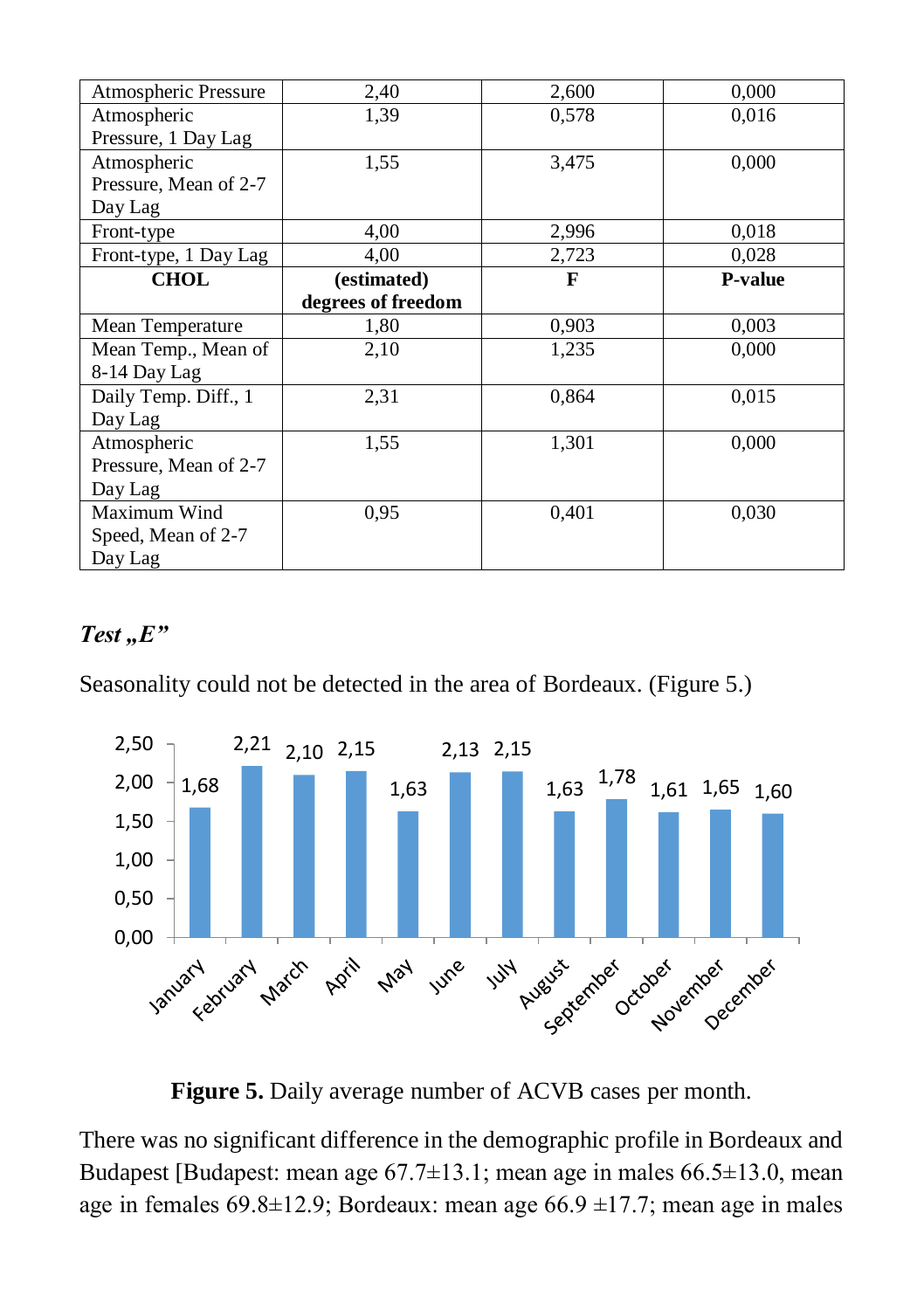| | | | |
|---|---|---|---|
| Atmospheric Pressure | 2,40 | 2,600 | 0,000 |
| Atmospheric Pressure, 1 Day Lag | 1,39 | 0,578 | 0,016 |
| Atmospheric Pressure, Mean of 2-7 Day Lag | 1,55 | 3,475 | 0,000 |
| Front-type | 4,00 | 2,996 | 0,018 |
| Front-type, 1 Day Lag | 4,00 | 2,723 | 0,028 |
| **CHOL** | **(estimated) degrees of freedom** | **F** | **P-value** |
| Mean Temperature | 1,80 | 0,903 | 0,003 |
| Mean Temp., Mean of 8-14 Day Lag | 2,10 | 1,235 | 0,000 |
| Daily Temp. Diff., 1 Day Lag | 2,31 | 0,864 | 0,015 |
| Atmospheric Pressure, Mean of 2-7 Day Lag | 1,55 | 1,301 | 0,000 |
| Maximum Wind Speed, Mean of 2-7 Day Lag | 0,95 | 0,401 | 0,030 |

### *Test „E”*

Seasonality could not be detected in the area of Bordeaux. (Figure 5.)

**Figure 5.** Daily average number of ACVB cases per month.

There was no significant difference in the demographic profile in Bordeaux and Budapest [Budapest: mean age 67.7±13.1; mean age in males 66.5±13.0, mean age in females 69.8±12.9; Bordeaux: mean age 66.9 ±17.7; mean age in males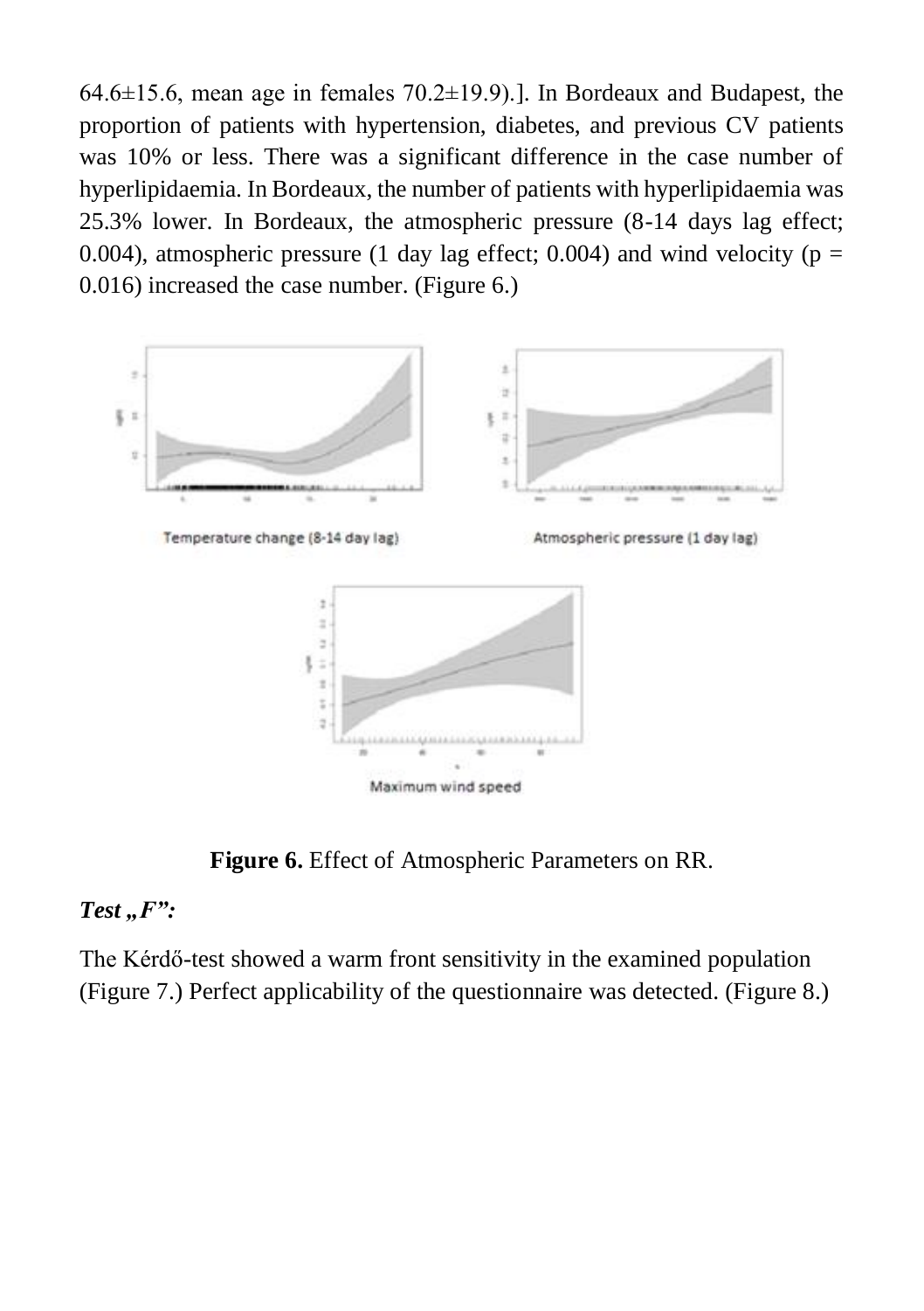64.6±15.6, mean age in females 70.2±19.9).]. In Bordeaux and Budapest, the proportion of patients with hypertension, diabetes, and previous CV patients was 10% or less. There was a significant difference in the case number of hyperlipidaemia. In Bordeaux, the number of patients with hyperlipidaemia was 25.3% lower. In Bordeaux, the atmospheric pressure (8-14 days lag effect; 0.004), atmospheric pressure (1 day lag effect; 0.004) and wind velocity ($p = 0.016$) increased the case number. (Figure 6.)

Temperature change (8-14 day lag)

Atmospheric pressure (1 day lag)

Maximum wind speed

**Figure 6.** Effect of Atmospheric Parameters on RR.

***Test „F”:***

The Kérdő-test showed a warm front sensitivity in the examined population (Figure 7.) Perfect applicability of the questionnaire was detected. (Figure 8.)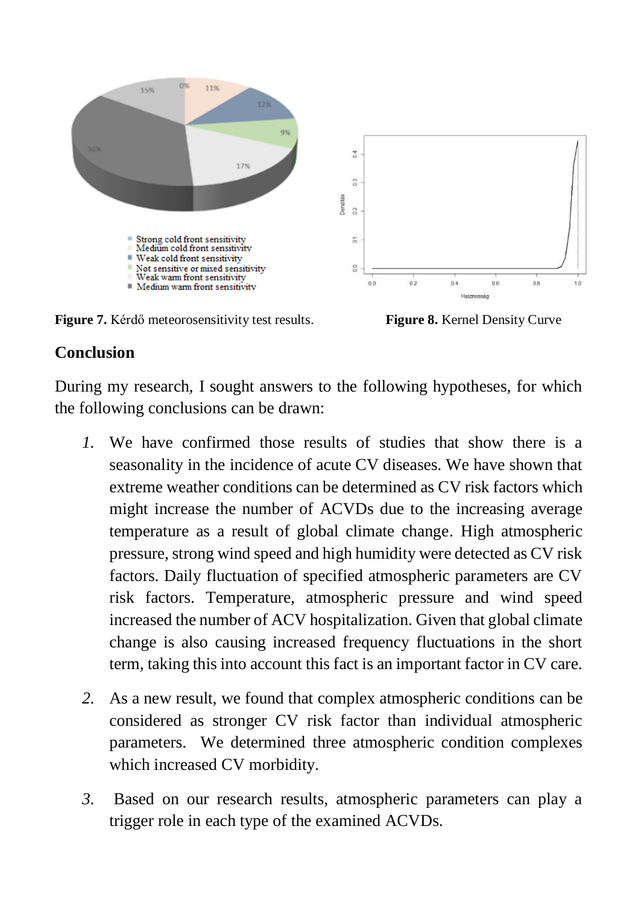**Figure 7.** Kérdő meteorosensitivity test results.

**Figure 8.** Kernel Density Curve

## Conclusion

During my research, I sought answers to the following hypotheses, for which the following conclusions can be drawn:

1. We have confirmed those results of studies that show there is a seasonality in the incidence of acute CV diseases. We have shown that extreme weather conditions can be determined as CV risk factors which might increase the number of ACVDs due to the increasing average temperature as a result of global climate change. High atmospheric pressure, strong wind speed and high humidity were detected as CV risk factors. Daily fluctuation of specified atmospheric parameters are CV risk factors. Temperature, atmospheric pressure and wind speed increased the number of ACV hospitalization. Given that global climate change is also causing increased frequency fluctuations in the short term, taking this into account this fact is an important factor in CV care.

2. As a new result, we found that complex atmospheric conditions can be considered as stronger CV risk factor than individual atmospheric parameters. We determined three atmospheric condition complexes which increased CV morbidity.

3. Based on our research results, atmospheric parameters can play a trigger role in each type of the examined ACVDs.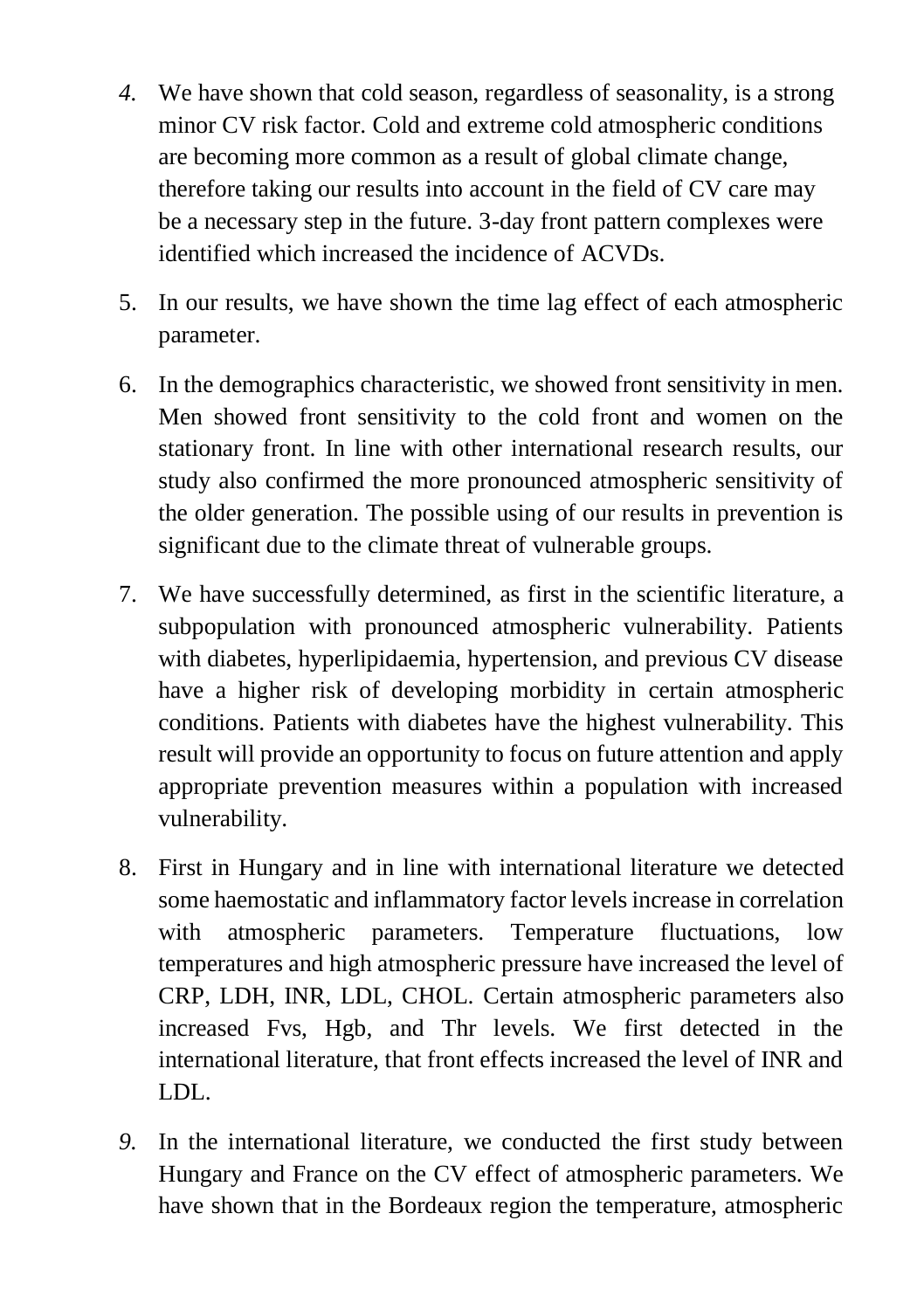4. We have shown that cold season, regardless of seasonality, is a strong minor CV risk factor. Cold and extreme cold atmospheric conditions are becoming more common as a result of global climate change, therefore taking our results into account in the field of CV care may be a necessary step in the future. 3-day front pattern complexes were identified which increased the incidence of ACVDs.

5. In our results, we have shown the time lag effect of each atmospheric parameter.

6. In the demographics characteristic, we showed front sensitivity in men. Men showed front sensitivity to the cold front and women on the stationary front. In line with other international research results, our study also confirmed the more pronounced atmospheric sensitivity of the older generation. The possible using of our results in prevention is significant due to the climate threat of vulnerable groups.

7. We have successfully determined, as first in the scientific literature, a subpopulation with pronounced atmospheric vulnerability. Patients with diabetes, hyperlipidaemia, hypertension, and previous CV disease have a higher risk of developing morbidity in certain atmospheric conditions. Patients with diabetes have the highest vulnerability. This result will provide an opportunity to focus on future attention and apply appropriate prevention measures within a population with increased vulnerability.

8. First in Hungary and in line with international literature we detected some haemostatic and inflammatory factor levels increase in correlation with atmospheric parameters. Temperature fluctuations, low temperatures and high atmospheric pressure have increased the level of CRP, LDH, INR, LDL, CHOL. Certain atmospheric parameters also increased Fvs, Hgb, and Thr levels. We first detected in the international literature, that front effects increased the level of INR and LDL.

9. In the international literature, we conducted the first study between Hungary and France on the CV effect of atmospheric parameters. We have shown that in the Bordeaux region the temperature, atmospheric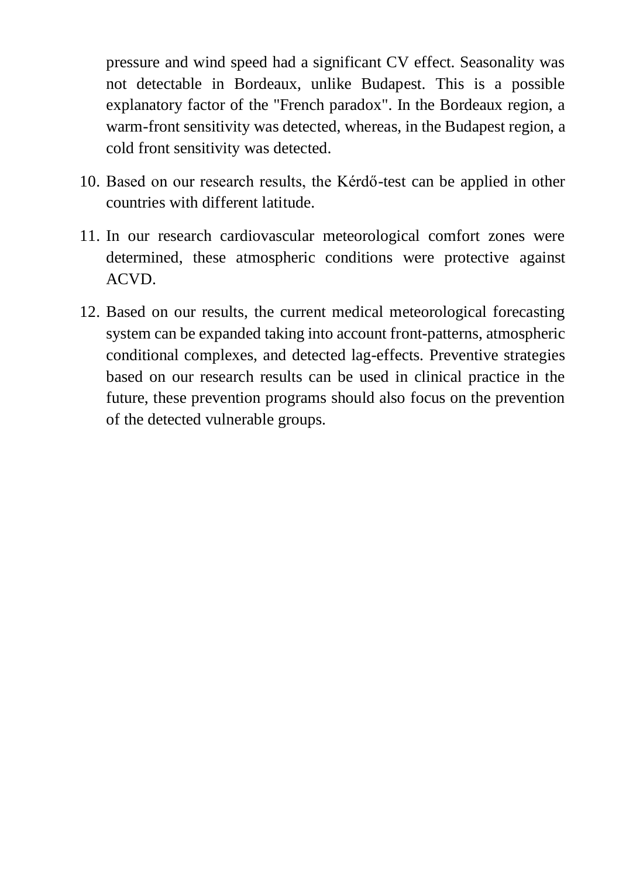pressure and wind speed had a significant CV effect. Seasonality was not detectable in Bordeaux, unlike Budapest. This is a possible explanatory factor of the "French paradox". In the Bordeaux region, a warm-front sensitivity was detected, whereas, in the Budapest region, a cold front sensitivity was detected.

10. Based on our research results, the Kérdő-test can be applied in other countries with different latitude.
11. In our research cardiovascular meteorological comfort zones were determined, these atmospheric conditions were protective against ACVD.
12. Based on our results, the current medical meteorological forecasting system can be expanded taking into account front-patterns, atmospheric conditional complexes, and detected lag-effects. Preventive strategies based on our research results can be used in clinical practice in the future, these prevention programs should also focus on the prevention of the detected vulnerable groups.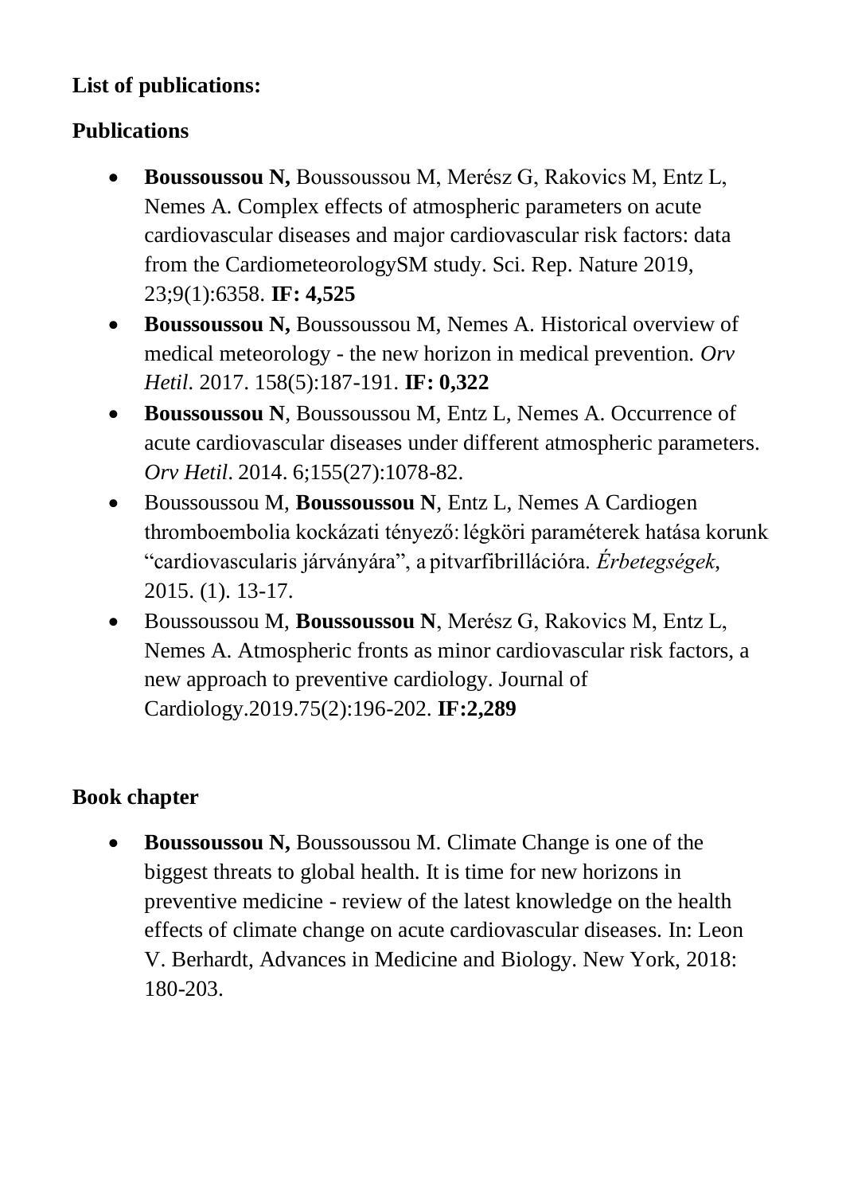**List of publications:**

**Publications**

- **Boussoussou N,** Boussoussou M, Merész G, Rakovics M, Entz L, Nemes A. Complex effects of atmospheric parameters on acute cardiovascular diseases and major cardiovascular risk factors: data from the CardiometeorologySM study. Sci. Rep. Nature 2019, 23;9(1):6358. **IF: 4,525**
- **Boussoussou N,** Boussoussou M, Nemes A. Historical overview of medical meteorology - the new horizon in medical prevention. *Orv Hetil*. 2017. 158(5):187-191. **IF: 0,322**
- **Boussoussou N**, Boussoussou M, Entz L, Nemes A. Occurrence of acute cardiovascular diseases under different atmospheric parameters. *Orv Hetil*. 2014. 6;155(27):1078-82.
- Boussoussou M, **Boussoussou N**, Entz L, Nemes A Cardiogen thromboembolia kockázati tényező: légköri paraméterek hatása korunk "cardiovascularis járványára", a pitvarfibrillációra. *Érbetegségek*, 2015. (1). 13-17.
- Boussoussou M, **Boussoussou N**, Merész G, Rakovics M, Entz L, Nemes A. Atmospheric fronts as minor cardiovascular risk factors, a new approach to preventive cardiology. Journal of Cardiology.2019.75(2):196-202. **IF:2,289**

**Book chapter**

- **Boussoussou N,** Boussoussou M. Climate Change is one of the biggest threats to global health. It is time for new horizons in preventive medicine - review of the latest knowledge on the health effects of climate change on acute cardiovascular diseases. In: Leon V. Berhardt, Advances in Medicine and Biology. New York, 2018: 180-203.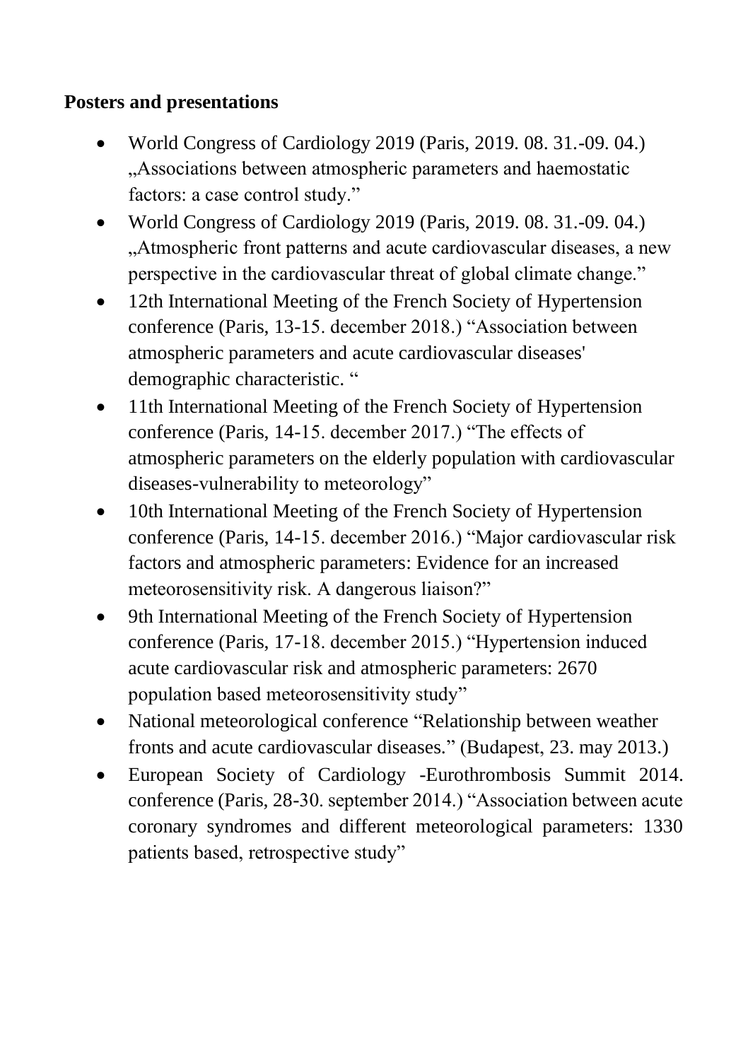**Posters and presentations**

- World Congress of Cardiology 2019 (Paris, 2019. 08. 31.-09. 04.) „Associations between atmospheric parameters and haemostatic factors: a case control study."
- World Congress of Cardiology 2019 (Paris, 2019. 08. 31.-09. 04.) „Atmospheric front patterns and acute cardiovascular diseases, a new perspective in the cardiovascular threat of global climate change."
- 12th International Meeting of the French Society of Hypertension conference (Paris, 13-15. december 2018.) "Association between atmospheric parameters and acute cardiovascular diseases' demographic characteristic. "
- 11th International Meeting of the French Society of Hypertension conference (Paris, 14-15. december 2017.) "The effects of atmospheric parameters on the elderly population with cardiovascular diseases-vulnerability to meteorology"
- 10th International Meeting of the French Society of Hypertension conference (Paris, 14-15. december 2016.) "Major cardiovascular risk factors and atmospheric parameters: Evidence for an increased meteorosensitivity risk. A dangerous liaison?"
- 9th International Meeting of the French Society of Hypertension conference (Paris, 17-18. december 2015.) "Hypertension induced acute cardiovascular risk and atmospheric parameters: 2670 population based meteorosensitivity study"
- National meteorological conference "Relationship between weather fronts and acute cardiovascular diseases." (Budapest, 23. may 2013.)
- European Society of Cardiology -Eurothrombosis Summit 2014. conference (Paris, 28-30. september 2014.) "Association between acute coronary syndromes and different meteorological parameters: 1330 patients based, retrospective study"